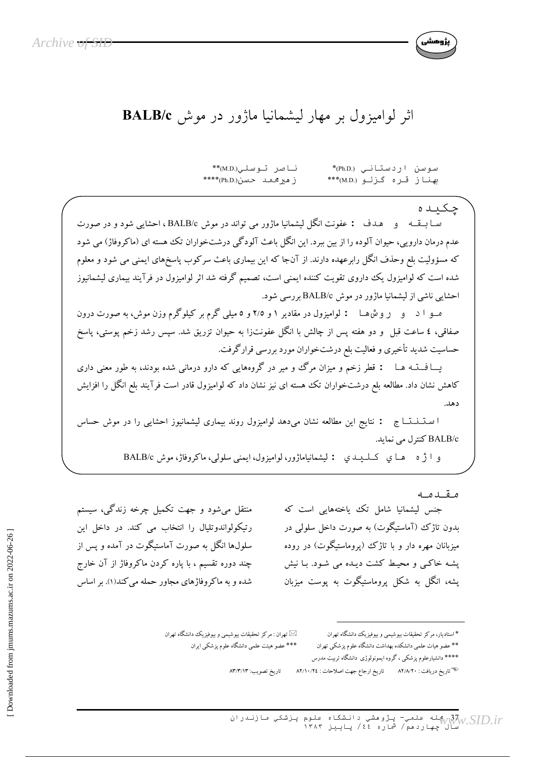# اثر لوامیزول بر مهار لیشمانیا ماژور در موش BALB/c

سوسن اردستانی (Ph.D.)* &nbsp;&nbsp;&nbsp;&nbsp; ناصر توسلی (M.D.)**
بهناز قره گزلو (M.D.)*** &nbsp;&nbsp;&nbsp;&nbsp; زهیرمحمد حسن (Ph.D.)****

## چکیده

**سابقه و هدف :** عفونت انگل لیشمانیا ماژور می تواند در موش BALB/c ، احشایی شود و در صورت عدم درمان دارویی، حیوان آلوده را از بین ببرد. این انگل باعث آلودگی درشتخواران تک هسته ای (ماکروفاژ) می شود که مسؤولیت بلع وحذف انگل رابرعهده دارند. از آنجا که این بیماری باعث سرکوب پاسخ‌های ایمنی می شود و معلوم شده است که لوامیزول یک داروی تقویت کننده ایمنی است، تصمیم گرفته شد اثر لوامیزول در فرآیند بیماری لیشمانیوز احشایی ناشی از لیشمانیا ماژور در موش BALB/c بررسی شود.

**مواد و روش‌ها :** لوامیزول در مقادیر ۱ و ۲/۵ و ۵ میلی گرم بر کیلوگرم وزن موش، به صورت درون صفاقی، ٤ ساعت قبل و دو هفته پس از چالش با انگل عفونت‌زا به حیوان تزریق شد. سپس رشد زخم پوستی، پاسخ حساسیت شدید تأخیری و فعالیت بلع درشت‌خواران مورد بررسی قرارگرفت.

**یافته ها :** قطر زخم و میزان مرگ و میر در گروههایی که دارو درمانی شده بودند، به طور معنی داری کاهش نشان داد. مطالعه بلع درشت‌خواران تک هسته ای نیز نشان داد که لوامیزول قادر است فرآیند بلع انگل را افزایش دهد.

**استنتاج :** نتایج این مطالعه نشان می‌دهد لوامیزول روند بیماری لیشمانیوز احشایی را در موش حساس BALB/c کنترل می نماید.

**واژه های کلیدی :** لیشمانیاماژور، لوامیزول، ایمنی سلولی، ماکروفاژ، موش BALB/c

## مقدمه

جنس لیشمانیا شامل تک یاخته‌هایی است که بدون تاژک (آماستیگوت) به صورت داخل سلولی در میزبانان مهره دار و با تاژک (پروماستیگوت) در روده پشه خاکی و محیط کشت دیده می شود. با نیش پشه، انگل به شکل پروماستیگوت به پوست میزبان منتقل می‌شود و جهت تکمیل چرخه زندگی، سیستم رتیکولواندوتلیال را انتخاب می کند. در داخل این سلول‌ها انگل به صورت آماستیگوت در آمده و پس از چند دوره تقسیم ، با پاره کردن ماکروفاژ از آن خارج شده و به ماکروفاژهای مجاور حمله می‌کند(۱). بر اساس

---

* استادیار، مرکز تحقیقات بیوشیمی و بیوفیزیک دانشگاه تهران
** عضو هیات علمی دانشکده بهداشت دانشگاه علوم پزشکی تهران
*** عضو هیئت علمی دانشگاه علوم پزشکی ایران
**** دانشیارعلوم پزشکی ، گروه ایمونولوژی دانشگاه تربیت مدرس
✉ تهران : مرکز تحقیقات بیوشیمی و بیوفیزیک دانشگاه تهران
تاریخ دریافت : ۸۲/۸/۲۰ &nbsp;&nbsp; تاریخ ارجاع جهت اصلاحات : ۸۲/۱۰/۲٤ &nbsp;&nbsp; تاریخ تصویب: ۸۳/۳/۱۳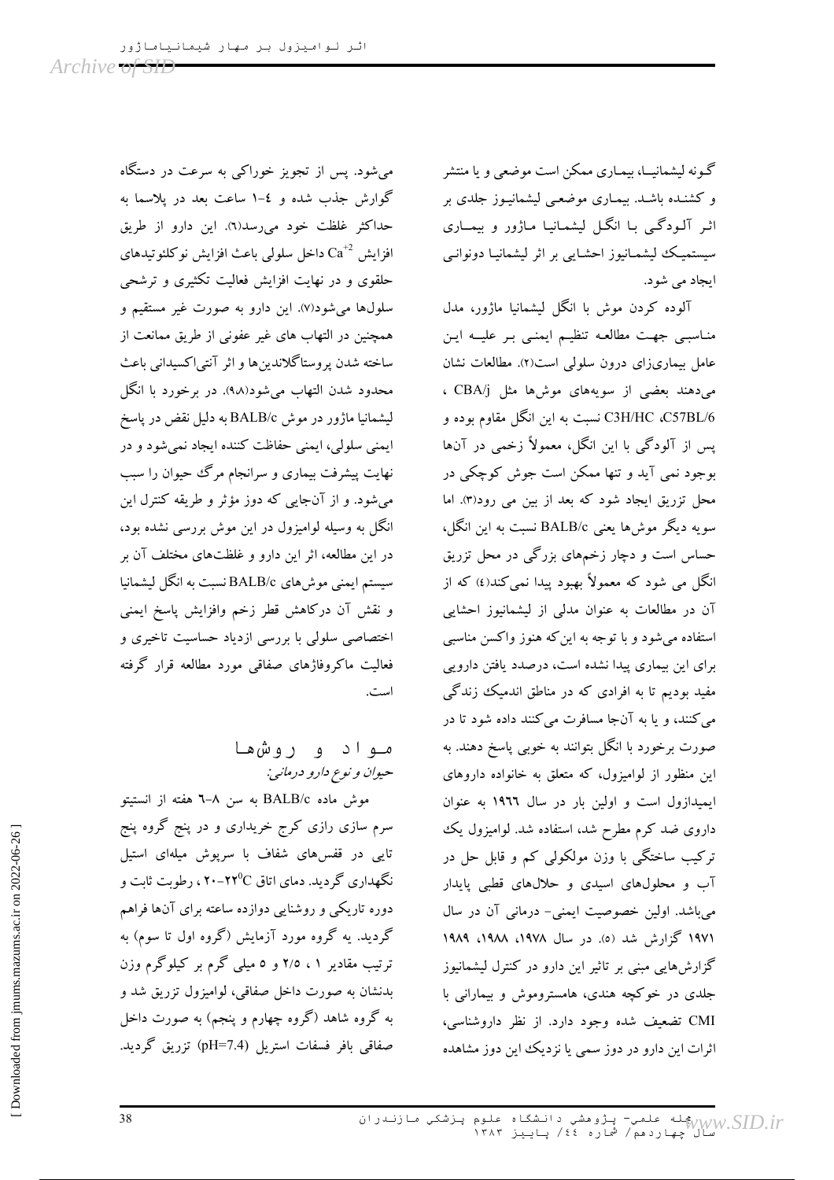گونه لیشمانیـا، بیمـاری ممکن است موضعی و یا منتشر و کشنـده باشـد. بیمـاری موضعـی لیشمانیـوز جلدی بر اثر آلـودگـی بـا انگـل لیشمانیـا مـاژور و بیمـاری سیستمیـک لیشمـانیوز احشـایی بر اثر لیشمانیـا دونوانـی ایجاد می شود.

آلوده کردن موش با انگل لیشمانیا ماژور، مدل منـاسبـی جهـت مطالعـه تنظیـم ایمنـی بـر علیـه ایـن عامل بیماری‌زای درون سلولی است(۲). مطالعات نشان می‌دهند بعضی از سویه‌های موش‌ها مثل CBA/j ، C57BL/6 ،C3H/HC نسبت به این انگل مقاوم بوده و پس از آلودگی با این انگل، معمولاً زخمی در آن‌ها بوجود نمی آید و تنها ممکن است جوش کوچکی در محل تزریق ایجاد شود که بعد از بین می رود(۳). اما سویه دیگر موش‌ها یعنی BALB/c نسبت به این انگل، حساس است و دچار زخم‌های بزرگی در محل تزریق انگل می شود که معمولاً بهبود پیدا نمی‌کند(٤) که از آن در مطالعات به عنوان مدلی از لیشمانیوز احشایی استفاده می‌شود و با توجه به این‌که هنوز واکسن مناسبی برای این بیماری پیدا نشده است، درصدد یافتن دارویی مفید بودیم تا به افرادی که در مناطق اندمیک زندگی می‌کنند، و یا به آن‌جا مسافرت می‌کنند داده شود تا در صورت برخورد با انگل بتوانند به خوبی پاسخ دهند. به این منظور از لوامیزول، که متعلق به خانواده داروهای ایمیدازول است و اولین بار در سال ۱۹٦٦ به عنوان داروی ضد کرم مطرح شد، استفاده شد. لوامیزول یک ترکیب ساختگی با وزن مولکولی کم و قابل حل در آب و محلول‌های اسیدی و حلال‌های قطبی پایدار می‌باشد. اولین خصوصیت ایمنی- درمانی آن در سال ۱۹۷۱ گزارش شد (۵). در سال ۱۹۷۸، ۱۹۸۸، ۱۹۸۹ گزارش‌هایی مبنی بر تاثیر این دارو در کنترل لیشمانیوز جلدی در خوکچه هندی، هامستروموش و بیمارانی با CMI تضعیف شده وجود دارد. از نظر داروشناسی، اثرات این دارو در دوز سمی یا نزدیک این دوز مشاهده می‌شود. پس از تجویز خوراکی به سرعت در دستگاه گوارش جذب شده و ٤-۱ ساعت بعد در پلاسما به حداکثر غلظت خود می‌رسد(٦). این دارو از طریق افزایش $Ca^{+2}$ داخل سلولی باعث افزایش نوکلئوتیدهای حلقوی و در نهایت افزایش فعالیت تکثیری و ترشحی سلول‌ها می‌شود(۷). این دارو به صورت غیر مستقیم و همچنین در التهاب های غیر عفونی از طریق ممانعت از ساخته شدن پروستاگلاندین‌ها و اثر آنتی‌اکسیدانی باعث محدود شدن التهاب می‌شود(۹،۸). در برخورد با انگل لیشمانیا ماژور در موش BALB/c به دلیل نقص در پاسخ ایمنی سلولی، ایمنی حفاظت کننده ایجاد نمی‌شود و در نهایت پیشرفت بیماری و سرانجام مرگ حیوان را سبب می‌شود. و از آن‌جایی که دوز مؤثر و طریقه کنترل این انگل به وسیله لوامیزول در این موش بررسی نشده بود، در این مطالعه، اثر این دارو و غلظت‌های مختلف آن بر سیستم ایمنی موش‌های BALB/c نسبت به انگل لیشمانیا و نقش آن درکاهش قطر زخم وافزایش پاسخ ایمنی اختصاصی سلولی با بررسی ازدیاد حساسیت تاخیری و فعالیت ماکروفاژهای صفاقی مورد مطالعه قرار گرفته است.

## مواد و روش‌ها

*حیوان و نوع دارو درمانی:*

موش ماده BALB/c به سن ۸-٦ هفته از انستیتو سرم سازی رازی کرج خریداری و در پنج گروه پنج تایی در قفس‌های شفاف با سرپوش میله‌ای استیل نگهداری گردید. دمای اتاق $20-22^{0}C$ ، رطوبت ثابت و دوره تاریکی و روشنایی دوازده ساعته برای آن‌ها فراهم گردید. به گروه مورد آزمایش (گروه اول تا سوم) به ترتیب مقادیر ۱ ، ۲/۵ و ۵ میلی گرم بر کیلوگرم وزن بدنشان به صورت داخل صفاقی، لوامیزول تزریق شد و به گروه شاهد (گروه چهارم و پنجم) به صورت داخل صفاقی بافر فسفات استریل (pH=7.4) تزریق گردید.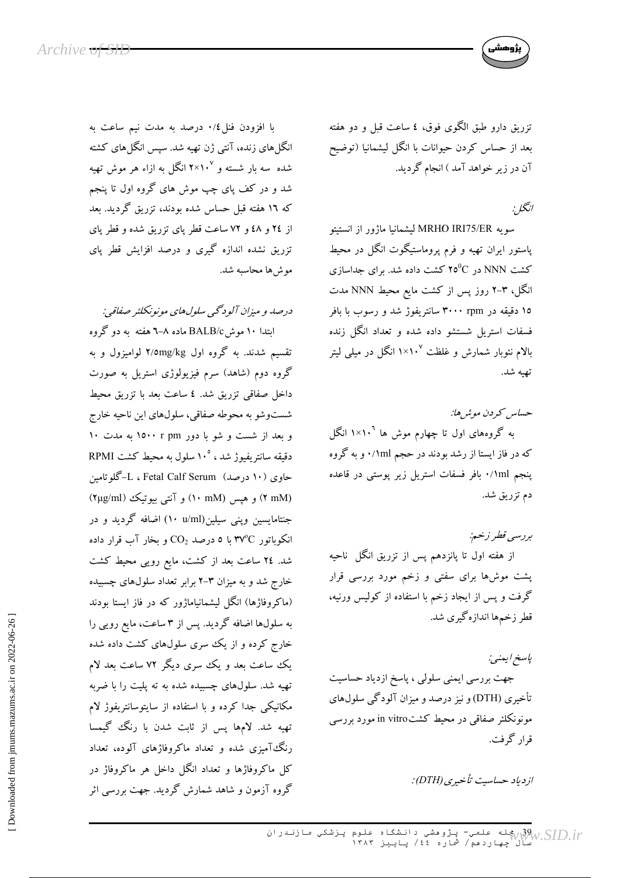تزریق دارو طبق الگوی فوق، ٤ ساعت قبل و دو هفته بعد از حساس کردن حیوانات با انگل لیشمانیا (توضیح آن در زیر خواهد آمد ) انجام گردید.

*انگل:*

سویه MRHO IRI75/ER لیشمانیا ماژور از انستیتو پاستور ایران تهیه و فرم پروماستیگوت انگل در محیط کشت NNN در $25^{0}C$ کشت داده شد. برای جداسازی انگل، ٣-٢ روز پس از کشت مایع محیط NNN مدت ١٥ دقیقه در ٣٠٠٠ rpm سانتریفوژ شد و رسوب با بافر فسفات استریل شستشو داده شده و تعداد انگل زنده بالام نئوبار شمارش و غلظت $1\times10^{7}$ انگل در میلی لیتر تهیه شد.

*حساس کردن موش‌ها:*

به گروه‌های اول تا چهارم موش ها $1\times10^{6}$ انگل که در فاز ایستا از رشد بودند در حجم ٠/١ml و به گروه پنجم ٠/١ml بافر فسفات استریل زیر پوستی در قاعده دم تزریق شد.

*بررسی قطر زخم:*

از هفته اول تا پانزدهم پس از تزریق انگل ناحیه پشت موش‌ها برای سفتی و زخم مورد بررسی قرار گرفت و پس از ایجاد زخم با استفاده از کولیس ورنیه، قطر زخم‌ها اندازه‌گیری شد.

*پاسخ ایمنی:*

جهت بررسی ایمنی سلولی ، پاسخ ازدیاد حساسیت تأخیری (DTH) و نیز درصد و میزان آلودگی سلول‌های مونونکلئر صفاقی در محیط کشت in vitro مورد بررسی قرار گرفت.

*ازدیاد حساسیت تأخیری (DTH):*

با افزودن فنل ٠/٤ درصد به مدت نیم ساعت به انگل‌های زنده، آنتی ژن تهیه شد. سپس انگل‌های کشته شده سه بار شسته و $2\times10^{7}$ انگل به ازاء هر موش تهیه شد و در کف پای چپ موش های گروه اول تا پنجم که ١٦ هفته قبل حساس شده بودند، تزریق گردید. بعد از ٢٤ و ٤٨ و ٧٢ ساعت قطر پای تزریق شده و قطر پای تزریق نشده اندازه گیری و درصد افزایش قطر پای موش‌ها محاسبه شد.

*درصد و میزان آلودگی سلول‌های مونونکلئر صفاقی:*

ابتدا ١٠ موش BALB/c ماده ٨-٦ هفته به دو گروه تقسیم شدند. به گروه اول ٢/٥mg/kg لوامیزول و به گروه دوم (شاهد) سرم فیزیولوژی استریل به صورت داخل صفاقی تزریق شد. ٤ ساعت بعد با تزریق محیط شست‌وشو به محوطه صفاقی، سلول‌های این ناحیه خارج و بعد از شست و شو با دور ١٥٠٠ r pm به مدت ١٠ دقیقه سانتریفیوژ شد ، $10^{5}$ سلول به محیط کشت RPMI حاوی (١٠ درصد) Fetal Calf Serum ، L-گلوتامین (٢ mM) و هپس (١٠ mM) و آنتی بیوتیک (٢µg/ml) جنتامایسین وپنی سیلین(١٠ u/ml) اضافه گردید و در انکوباتور $37^{o}C$ با ٥ درصد $CO_2$ و بخار آب قرار داده شد. ٢٤ ساعت بعد از کشت، مایع رویی محیط کشت خارج شد و به میزان ٣-٢ برابر تعداد سلول‌های چسبیده (ماکروفاژها) انگل لیشمانیاماژور که در فاز ایستا بودند به سلول‌ها اضافه گردید. پس از ٣ ساعت، مایع رویی را خارج کرده و از یک سری سلول‌های کشت داده شده یک ساعت بعد و یک سری دیگر ٧٢ ساعت بعد لام تهیه شد. سلول‌های چسبیده شده به ته پلیت را با ضربه مکانیکی جدا کرده و با استفاده از سایتوسانتریفوژ لام تهیه شد. لام‌ها پس از ثابت شدن با رنگ گیمسا رنگ‌آمیزی شده و تعداد ماکروفاژهای آلوده، تعداد کل ماکروفاژها و تعداد انگل داخل هر ماکروفاژ در گروه آزمون و شاهد شمارش گردید. جهت بررسی اثر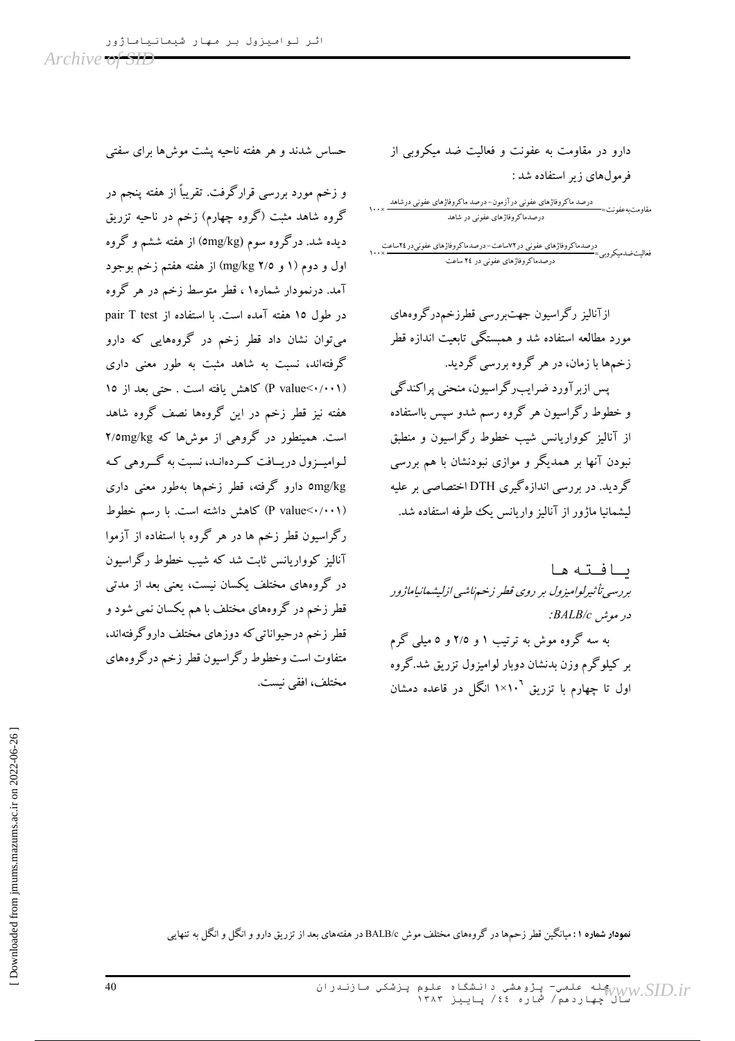دارو در مقاومت به عفونت و فعالیت ضد میکروبی از فرمول‌های زیر استفاده شد :

$$\text{مقاومت‌به‌عفونت} = \frac{\text{درصد ماکروفاژهای عفونی درآزمون} - \text{درصد ماکروفاژهای عفونی درشاهد}}{\text{درصدماکروفاژهای عفونی در شاهد}} \times ۱۰۰$$

$$\text{فعالیت‌ضدمیکروبی} = \frac{\text{درصدماکروفاژهای عفونی در۷۲ساعت} - \text{درصدماکروفاژهای عفونی در۲۴ساعت}}{\text{درصدماکروفاژهای عفونی در ۲۴ ساعت}} \times ۱۰۰$$

ازآنالیز رگراسیون جهت‌بررسی قطرزخم‌درگروه‌های مورد مطالعه استفاده شد و همبستگی تابعیت اندازه قطر زخم‌ها با زمان، در هر گروه بررسی گردید.

پس ازبرآورد ضرایب‌رگراسیون، منحنی پراکندگی و خطوط رگراسیون هر گروه رسم شدو سپس بااستفاده از آنالیز کوواریانس شیب خطوط رگراسیون و منطبق نبودن آنها بر همدیگر و موازی نبودنشان با هم بررسی گردید. در بررسی اندازه‌گیری DTH اختصاصی بر علیه لیشمانیا ماژور از آنالیز واریانس یک طرفه استفاده شد.

## یـافـتـه هـا

*بررسی‌تأثیرلوامیزول بر روی قطر زخم‌ناشی ازلیشمانیاماژور در موش BALB/c:*

به سه گروه موش به ترتیب ۱ و ۲/۵ و ۵ میلی گرم بر کیلوگرم وزن بدنشان دوبار لوامیزول تزریق شد.گروه اول تا چهارم با تزریق $۱×۱۰^{۶}$ انگل در قاعده دمشان حساس شدند و هر هفته ناحیه پشت موش‌ها برای سفتی و زخم مورد بررسی قرارگرفت. تقریباً از هفته پنجم در گروه شاهد مثبت (گروه چهارم) زخم در ناحیه تزریق دیده شد. درگروه سوم (۵mg/kg) از هفته ششم و گروه اول و دوم (۱ و ۲/۵ mg/kg) از هفته هفتم زخم بوجود آمد. درنمودار شماره۱ ، قطر متوسط زخم در هر گروه در طول ۱۵ هفته آمده است. با استفاده از pair T test می‌توان نشان داد قطر زخم در گروههایی که دارو گرفته‌اند، نسبت به شاهد مثبت به طور معنی داری (P value<۰/۰۰۱) کاهش یافته است . حتی بعد از ۱۵ هفته نیز قطر زخم در این گروه‌ها نصف گروه شاهد است. همینطور در گروهی از موش‌ها که ۲/۵mg/kg لوامیزول دریافت کرده‌اند، نسبت به گروهی که ۵mg/kg دارو گرفته، قطر زخم‌ها به‌طور معنی داری (P value<۰/۰۰۱) کاهش داشته است. با رسم خطوط رگراسیون قطر زخم ها در هر گروه با استفاده از آزموا آنالیز کوواریانس ثابت شد که شیب خطوط رگراسیون در گروه‌های مختلف یکسان نیست، یعنی بعد از مدتی قطر زخم در گروه‌های مختلف با هم یکسان نمی شود و قطر زخم درحیواناتی که دوزهای مختلف داروگرفته‌اند، متفاوت است وخطوط رگراسیون قطر زخم درگروه‌های مختلف، افقی نیست.

**نمودار شماره ۱ :** میانگین قطر زخم‌ها در گروه‌های مختلف موش BALB/c در هفته‌های بعد از تزریق دارو و انگل و انگل به تنهایی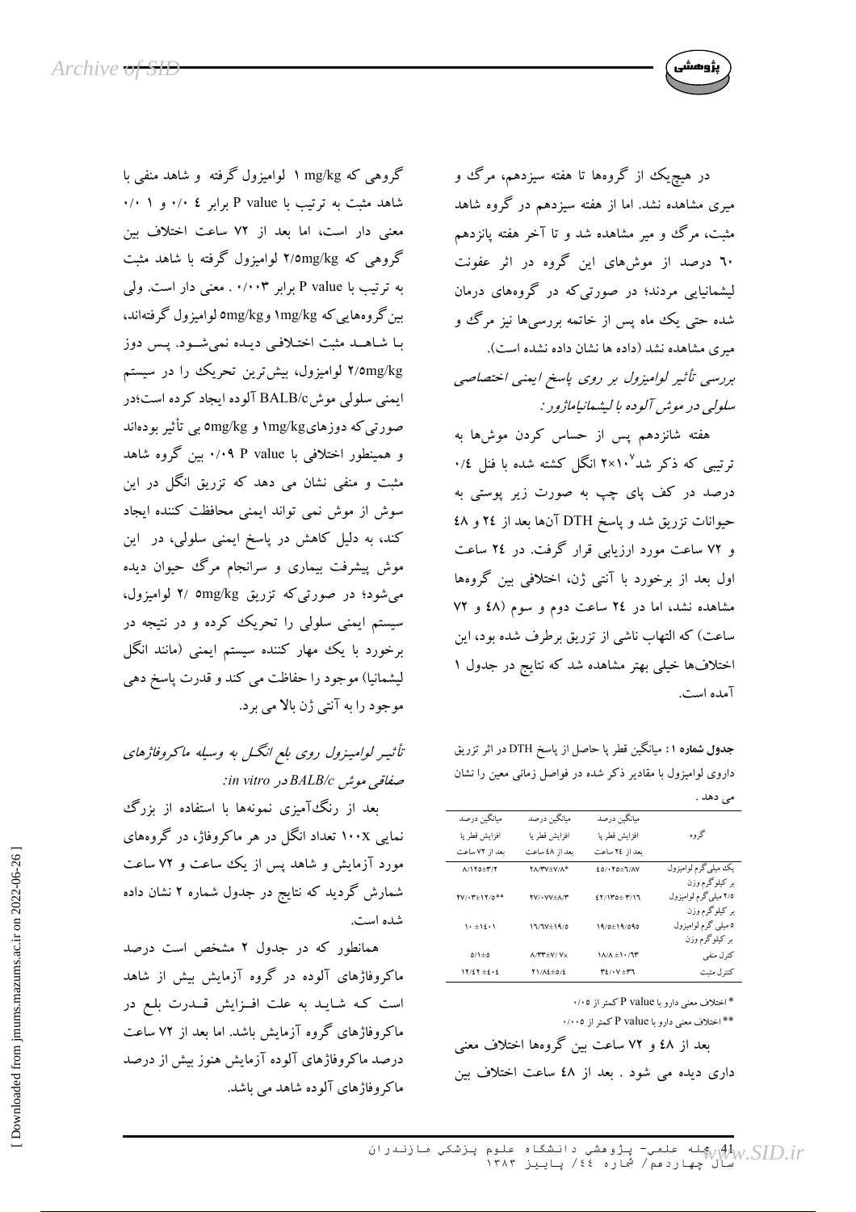در هیچیک از گروه‌ها تا هفته سیزدهم، مرگ و میری مشاهده نشد. اما از هفته سیزدهم در گروه شاهد مثبت، مرگ و میر مشاهده شد و تا آخر هفته پانزدهم ۶۰ درصد از موش‌های این گروه در اثر عفونت لیشمانیایی مردند؛ در صورتی‌که در گروه‌های درمان شده حتی یک ماه پس از خاتمه بررسی‌ها نیز مرگ و میری مشاهده نشد (داده ها نشان داده نشده است).

*بررسی تأثیر لوامیزول بر روی پاسخ ایمنی اختصاصی سلولی در موش آلوده با لیشمانیاماژور:*

هفته شانزدهم پس از حساس کردن موش‌ها به ترتیبی که ذکر شد $10^7 \times 1$ انگل کشته شده با فنل ۰/۴ درصد در کف پای چپ به صورت زیر پوستی به حیوانات تزریق شد و پاسخ DTH آن‌ها بعد از ۲۴ و ۴۸ و ۷۲ ساعت مورد ارزیابی قرار گرفت. در ۲۴ ساعت اول بعد از برخورد با آنتی ژن، اختلافی بین گروه‌ها مشاهده نشد، اما در ۲۴ ساعت دوم و سوم (۴۸ و ۷۲ ساعت) که التهاب ناشی از تزریق برطرف شده بود، این اختلاف‌ها خیلی بهتر مشاهده شد که نتایج در جدول ۱ آمده است.

**جدول شماره ۱:** میانگین قطر پا حاصل از پاسخ DTH در اثر تزریق داروی لوامیزول با مقادیر ذکر شده در فواصل زمانی معین را نشان می دهد.

| گروه | میانگین درصد افزایش قطر پا بعد از ۲۴ ساعت | میانگین درصد افزایش قطر پا بعد از ۴۸ ساعت | میانگین درصد افزایش قطر پا بعد از ۷۲ ساعت |
|---|---|---|---|
| یک میلی‌گرم لوامیزول بر کیلوگرم وزن | ۴۵/۰۲۵±۶/۸۷ | ۲۸/۳۷±۷/۸* | ۸/۱۲۵±۳/۲ |
| ۲/۵ میلی‌گرم لوامیزول بر کیلوگرم وزن | ۴۲/۱۳۵±۳/۱۶ | ۲۷/۰۷۷±۸/۳ | ۲۷/۰۳±۱۲/۵** |
| ۵ میلی‌گرم لوامیزول بر کیلوگرم وزن | ۱۹/۵±۱۹/۰۹۵ | ۱۶/۶۷±۱۹/۵ | ۱۰±۱۴/۰۱ |
| کنترل منفی | ۱۸/۸±۱۰/۶۳ | ۸/۳۳±۷/۷× | ۵/۱±۵ |
| کنترل مثبت | ۳۴/۰۷±۳۶ | ۲۱/۸۴±۵/۴ | ۱۲/۴۲±۴/۰۴ |

\* اختلاف معنی دارو با P value کمتر از ۰/۰۵

\*\* اختلاف معنی دارو با P value کمتر از ۰/۰۰۵

بعد از ۴۸ و ۷۲ ساعت بین گروه‌ها اختلاف معنی داری دیده می شود. بعد از ۴۸ ساعت اختلاف بین گروهی که mg/kg ۱ لوامیزول گرفته و شاهد منفی با شاهد مثبت به ترتیب با P value برابر ۰/۰۴ و ۰/۰۱ معنی دار است، اما بعد از ۷۲ ساعت اختلاف بین گروهی که ۲/۵mg/kg لوامیزول گرفته با شاهد مثبت به ترتیب با P value برابر ۰/۰۰۳. معنی دار است. ولی بین گروه‌هایی که ۱mg/kg و ۵mg/kg لوامیزول گرفته‌اند، با شاهد مثبت اختلافی دیده نمی‌شود. پس دوز ۲/۵mg/kg لوامیزول، بیش‌ترین تحریک را در سیستم ایمنی سلولی موش BALB/c آلوده ایجاد کرده است؛ در صورتی‌که دوزهای ۱mg/kg و ۵mg/kg بی تأثیر بوده‌اند و همینطور اختلافی با P value ۰/۰۹ بین گروه شاهد مثبت و منفی نشان می دهد که تزریق انگل در این سوش از موش نمی تواند ایمنی محافظت کننده ایجاد کند، به دلیل کاهش در پاسخ ایمنی سلولی، در این موش پیشرفت بیماری و سرانجام مرگ حیوان دیده می‌شود؛ در صورتی‌که تزریق ۲/ ۵mg/kg لوامیزول، سیستم ایمنی سلولی را تحریک کرده و در نتیجه در برخورد با یک مهار کننده سیستم ایمنی (مانند انگل لیشمانیا) موجود را حفاظت می کند و قدرت پاسخ دهی موجود را به آنتی ژن بالا می برد.

*تأثیر لوامیزول روی بلع انگل به وسیله ماکروفاژهای صفاقی موش BALB/c در in vitro:*

بعد از رنگ‌آمیزی نمونه‌ها با استفاده از بزرگ نمایی ۱۰۰x تعداد انگل در هر ماکروفاژ، در گروه‌های مورد آزمایش و شاهد پس از یک ساعت و ۷۲ ساعت شمارش گردید که نتایج در جدول شماره ۲ نشان داده شده است.

همانطور که در جدول ۲ مشخص است درصد ماکروفاژهای آلوده در گروه آزمایش بیش از شاهد است که شاید به علت افزایش قدرت بلع در ماکروفاژهای گروه آزمایش باشد. اما بعد از ۷۲ ساعت درصد ماکروفاژهای آلوده آزمایش هنوز بیش از درصد ماکروفاژهای آلوده شاهد می باشد.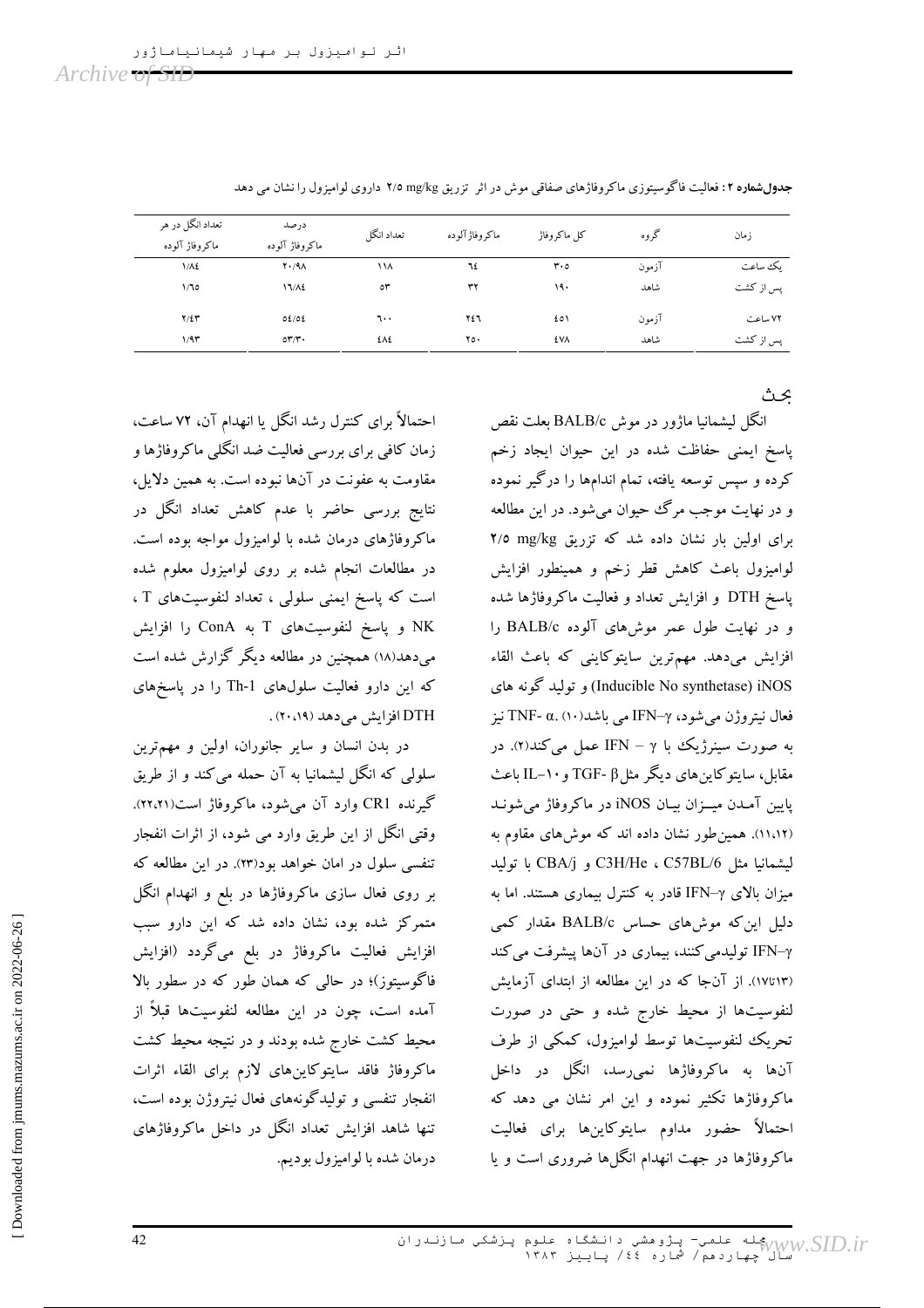**جدول‌شماره ۲ :** فعالیت فاگوسیتوزی ماکروفاژهای صفاقی موش در اثر تزریق ۲/۵ mg/kg داروی لوامیزول را نشان می دهد

| زمان | گروه | کل ماکروفاژ | ماکروفاژآلوده | تعداد انگل | درصد ماکروفاژ آلوده | تعداد انگل در هر ماکروفاژ آلوده |
|---|---|---|---|---|---|---|
| یک ساعت | آزمون | ۳۰۵ | ٦٤ | ۱۱۸ | ۲۰/۹۸ | ۱/۸٤ |
| پس از کشت | شاهد | ۱۹۰ | ۳۲ | ۵۳ | ۱٦/۸٤ | ۱/٦۵ |
| ۷۲ ساعت | آزمون | ٤۵۱ | ۲٤٦ | ٦۰۰ | ۵٤/۵٤ | ۲/٤۳ |
| پس از کشت | شاهد | ٤۷۸ | ۲۵۰ | ٤۸٤ | ۵۳/۳۰ | ۱/۹۳ |

## بحث

انگل لیشمانیا ماژور در موش BALB/c بعلت نقص پاسخ ایمنی حفاظت شده در این حیوان ایجاد زخم کرده و سپس توسعه یافته، تمام اندام‌ها را درگیر نموده و در نهایت موجب مرگ حیوان می‌شود. در این مطالعه برای اولین بار نشان داده شد که تزریق ۲/۵ mg/kg لوامیزول باعث کاهش قطر زخم و همینطور افزایش پاسخ DTH و افزایش تعداد و فعالیت ماکروفاژها شده و در نهایت طول عمر موش‌های آلوده BALB/c را افزایش می‌دهد. مهم‌ترین سایتوکاینی که باعث القاء iNOS (Inducible No synthetase) و تولید گونه های فعال نیتروژن می‌شود، IFN–γ می باشد(۱۰). TNF- α نیز به صورت سینرژیک با IFN – γ عمل می‌کند(۲). در مقابل، سایتوکاین‌های دیگر مثل TGF- β و IL–۱۰ باعث پایین آمدن میـزان بیـان iNOS در ماکروفاژ می‌شونـد (۱۱،۱۲). همین‌طور نشان داده اند که موش‌های مقاوم به لیشمانیا مثل C57BL/6 ، C3H/He و CBA/j با تولید میزان بالای IFN–γ قادر به کنترل بیماری هستند. اما به دلیل این‌که موش‌های حساس BALB/c مقدار کمی IFN–γ تولیدمی‌کنند، بیماری در آنها پیشرفت می‌کند (۱۳تا۱۷). از آن‌جا که در این مطالعه از ابتدای آزمایش لنفوسیت‌ها از محیط خارج شده و حتی در صورت تحریک لنفوسیت‌ها توسط لوامیزول، کمکی از طرف آنها به ماکروفاژها نمی‌رسد، انگل در داخل ماکروفاژها تکثیر نموده و این امر نشان می دهد که احتمالاً حضور مداوم سایتوکاین‌ها برای فعالیت ماکروفاژها در جهت انهدام انگل‌ها ضروری است و یا احتمالاً برای کنترل رشد انگل یا انهدام آن، ۷۲ ساعت، زمان کافی برای بررسی فعالیت ضد انگلی ماکروفاژها و مقاومت به عفونت در آنها نبوده است. به همین دلایل، نتایج بررسی حاضر با عدم کاهش تعداد انگل در ماکروفاژهای درمان شده با لوامیزول مواجه بوده است. در مطالعات انجام شده بر روی لوامیزول معلوم شده است که پاسخ ایمنی سلولی ، تعداد لنفوسیت‌های T ، NK و پاسخ لنفوسیت‌های T به ConA را افزایش می‌دهد(۱۸) همچنین در مطالعه دیگر گزارش شده است که این دارو فعالیت سلول‌های Th-1 را در پاسخ‌های DTH افزایش می‌دهد (۲۰،۱۹) .

در بدن انسان و سایر جانوران، اولین و مهم‌ترین سلولی که انگل لیشمانیا به آن حمله می‌کند و از طریق گیرنده CR1 وارد آن می‌شود، ماکروفاژ است(۲۲،۲۱). وقتی انگل از این طریق وارد می شود، از اثرات انفجار تنفسی سلول در امان خواهد بود(۲۳). در این مطالعه که بر روی فعال سازی ماکروفاژها در بلع و انهدام انگل متمرکز شده بود، نشان داده شد که این دارو سبب افزایش فعالیت ماکروفاژ در بلع می‌گردد (افزایش فاگوسیتوز)؛ در حالی که همان طور که در سطور بالا آمده است، چون در این مطالعه لنفوسیت‌ها قبلاً از محیط کشت خارج شده بودند و در نتیجه محیط کشت ماکروفاژ فاقد سایتوکاین‌های لازم برای القاء اثرات انفجار تنفسی و تولیدگونه‌های فعال نیتروژن بوده است، تنها شاهد افزایش تعداد انگل در داخل ماکروفاژهای درمان شده با لوامیزول بودیم.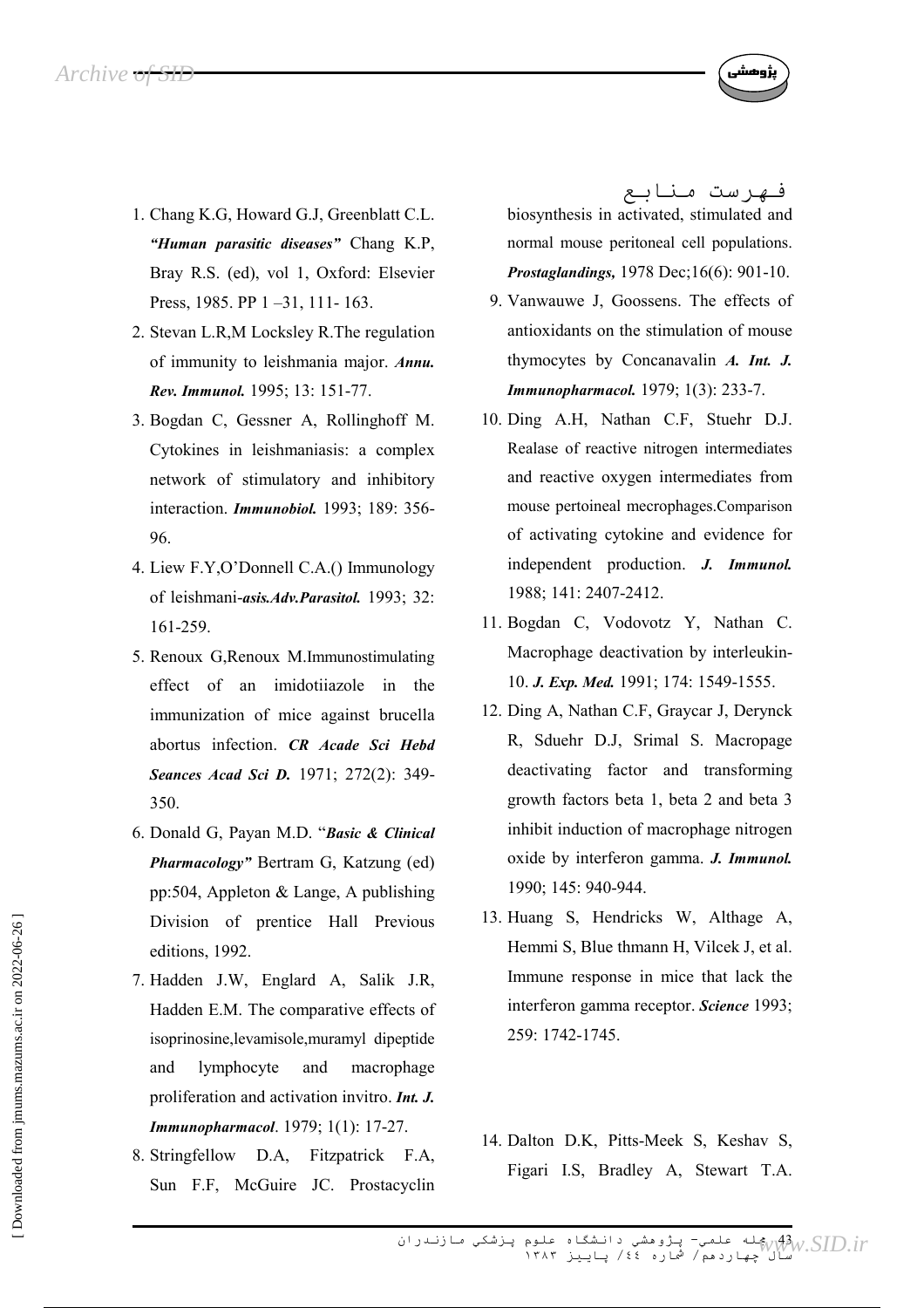## فهرست منابع

1. Chang K.G, Howard G.J, Greenblatt C.L. ***"Human parasitic diseases"*** Chang K.P, Bray R.S. (ed), vol 1, Oxford: Elsevier Press, 1985. PP 1 –31, 111- 163.
2. Stevan L.R,M Locksley R.The regulation of immunity to leishmania major. ***Annu. Rev. Immunol.*** 1995; 13: 151-77.
3. Bogdan C, Gessner A, Rollinghoff M. Cytokines in leishmaniasis: a complex network of stimulatory and inhibitory interaction. ***Immunobiol.*** 1993; 189: 356-96.
4. Liew F.Y,O'Donnell C.A.() Immunology of leishmani-***asis.Adv.Parasitol.*** 1993; 32: 161-259.
5. Renoux G,Renoux M.Immunostimulating effect of an imidotiiazole in the immunization of mice against brucella abortus infection. ***CR Acade Sci Hebd Seances Acad Sci D.*** 1971; 272(2): 349-350.
6. Donald G, Payan M.D. "***Basic & Clinical Pharmacology"*** Bertram G, Katzung (ed) pp:504, Appleton & Lange, A publishing Division of prentice Hall Previous editions, 1992.
7. Hadden J.W, Englard A, Salik J.R, Hadden E.M. The comparative effects of isoprinosine,levamisole,muramyl dipeptide and lymphocyte and macrophage proliferation and activation invitro. ***Int. J. Immunopharmacol***. 1979; 1(1): 17-27.
8. Stringfellow D.A, Fitzpatrick F.A, Sun F.F, McGuire JC. Prostacyclin biosynthesis in activated, stimulated and normal mouse peritoneal cell populations. ***Prostaglandings,*** 1978 Dec;16(6): 901-10.
9. Vanwauwe J, Goossens. The effects of antioxidants on the stimulation of mouse thymocytes by Concanavalin ***A. Int. J. Immunopharmacol.*** 1979; 1(3): 233-7.
10. Ding A.H, Nathan C.F, Stuehr D.J. Realase of reactive nitrogen intermediates and reactive oxygen intermediates from mouse pertoineal mecrophages.Comparison of activating cytokine and evidence for independent production. ***J. Immunol.*** 1988; 141: 2407-2412.
11. Bogdan C, Vodovotz Y, Nathan C. Macrophage deactivation by interleukin-10. ***J. Exp. Med.*** 1991; 174: 1549-1555.
12. Ding A, Nathan C.F, Graycar J, Derynck R, Sduehr D.J, Srimal S. Macropage deactivating factor and transforming growth factors beta 1, beta 2 and beta 3 inhibit induction of macrophage nitrogen oxide by interferon gamma. ***J. Immunol.*** 1990; 145: 940-944.
13. Huang S, Hendricks W, Althage A, Hemmi S, Blue thmann H, Vilcek J, et al. Immune response in mice that lack the interferon gamma receptor. ***Science*** 1993; 259: 1742-1745.
14. Dalton D.K, Pitts-Meek S, Keshav S, Figari I.S, Bradley A, Stewart T.A.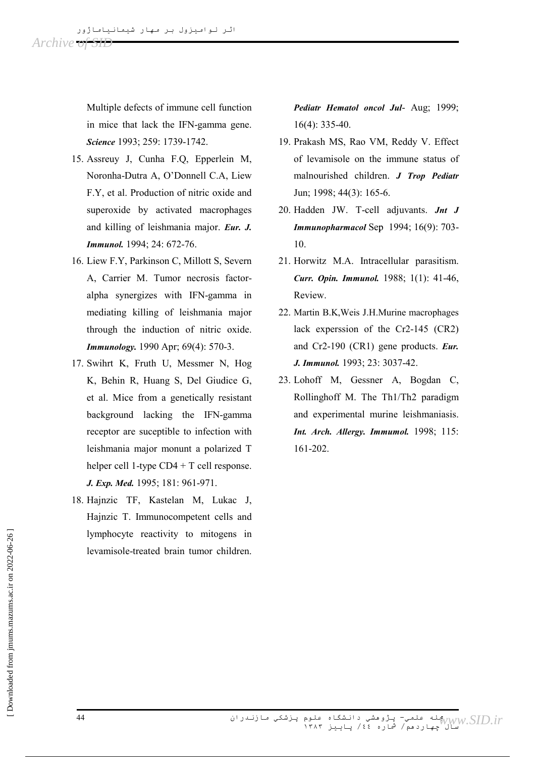Multiple defects of immune cell function in mice that lack the IFN-gamma gene. ***Science*** 1993; 259: 1739-1742.

15. Assreuy J, Cunha F.Q, Epperlein M, Noronha-Dutra A, O'Donnell C.A, Liew F.Y, et al. Production of nitric oxide and superoxide by activated macrophages and killing of leishmania major. ***Eur. J. Immunol.*** 1994; 24: 672-76.
16. Liew F.Y, Parkinson C, Millott S, Severn A, Carrier M. Tumor necrosis factor-alpha synergizes with IFN-gamma in mediating killing of leishmania major through the induction of nitric oxide. ***Immunology.*** 1990 Apr; 69(4): 570-3.
17. Swihrt K, Fruth U, Messmer N, Hog K, Behin R, Huang S, Del Giudice G, et al. Mice from a genetically resistant background lacking the IFN-gamma receptor are suceptible to infection with leishmania major monunt a polarized T helper cell 1-type CD4 + T cell response. ***J. Exp. Med.*** 1995; 181: 961-971.
18. Hajnzic TF, Kastelan M, Lukac J, Hajnzic T. Immunocompetent cells and lymphocyte reactivity to mitogens in levamisole-treated brain tumor children. ***Pediatr Hematol oncol Jul***- Aug; 1999; 16(4): 335-40.
19. Prakash MS, Rao VM, Reddy V. Effect of levamisole on the immune status of malnourished children. ***J Trop Pediatr*** Jun; 1998; 44(3): 165-6.
20. Hadden JW. T-cell adjuvants. ***Jnt J Immunopharmacol*** Sep 1994; 16(9): 703-10.
21. Horwitz M.A. Intracellular parasitism. ***Curr. Opin. Immunol.*** 1988; 1(1): 41-46, Review.
22. Martin B.K,Weis J.H.Murine macrophages lack experssion of the Cr2-145 (CR2) and Cr2-190 (CR1) gene products. ***Eur. J. Immunol.*** 1993; 23: 3037-42.
23. Lohoff M, Gessner A, Bogdan C, Rollinghoff M. The Th1/Th2 paradigm and experimental murine leishmaniasis. ***Int. Arch. Allergy. Immumol.*** 1998; 115: 161-202.